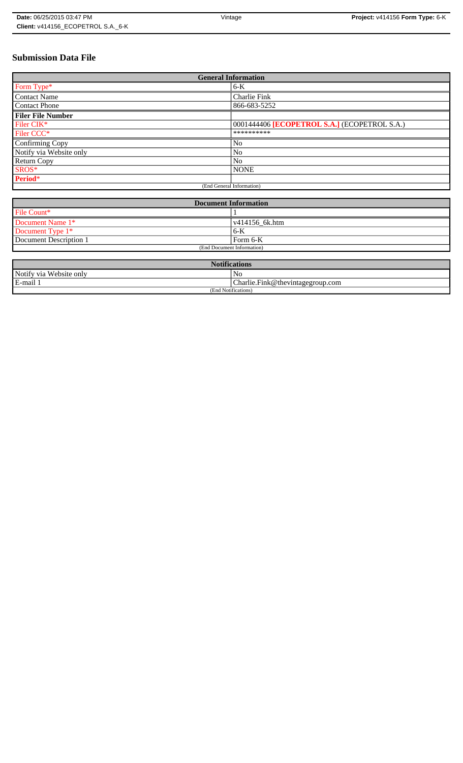**Date:** 06/25/2015 03:47 PM | Vintage | **Project:** v414156 **Form Type:** 6-K
**Client:** v414156_ECOPETROL S.A._6-K

# Submission Data File

| General Information | |
|---|---|
| Form Type* | 6-K |
| Contact Name | Charlie Fink |
| Contact Phone | 866-683-5252 |
| **Filer File Number** | |
| Filer CIK* | 0001444406 **[ECOPETROL S.A.]** (ECOPETROL S.A.) |
| Filer CCC* | ********** |
| Confirming Copy | No |
| Notify via Website only | No |
| Return Copy | No |
| SROS* | NONE |
| **Period*** | |
| (End General Information) | |

| Document Information | |
|---|---|
| File Count* | 1 |
| Document Name 1* | v414156_6k.htm |
| Document Type 1* | 6-K |
| Document Description 1 | Form 6-K |
| (End Document Information) | |

| Notifications | |
|---|---|
| Notify via Website only | No |
| E-mail 1 | Charlie.Fink@thevintagegroup.com |
| (End Notifications) | |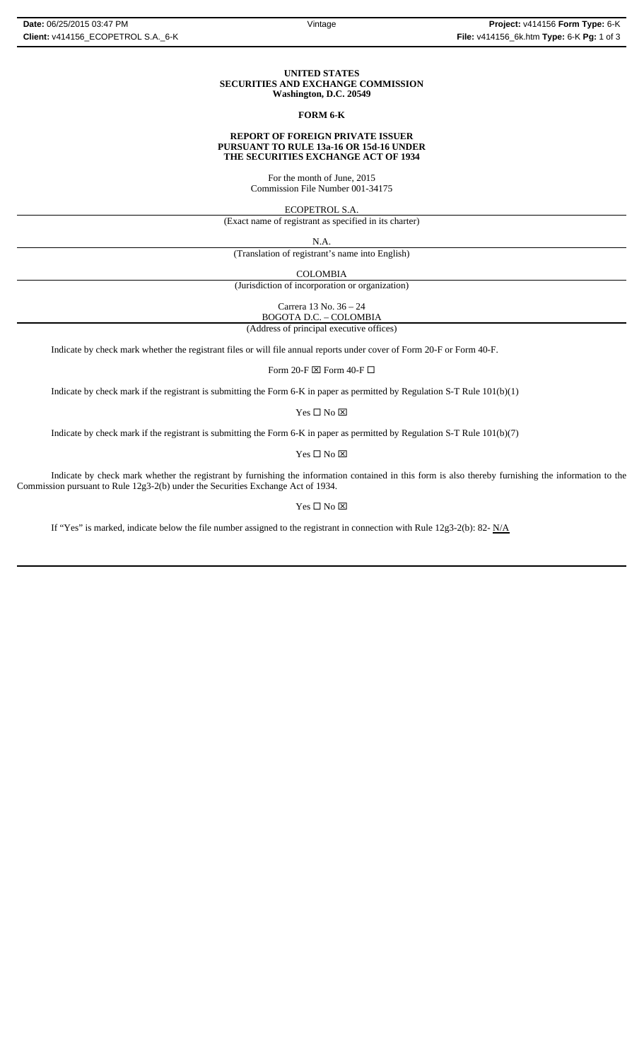**UNITED STATES**
**SECURITIES AND EXCHANGE COMMISSION**
**Washington, D.C. 20549**

**FORM 6-K**

**REPORT OF FOREIGN PRIVATE ISSUER**
**PURSUANT TO RULE 13a-16 OR 15d-16 UNDER**
**THE SECURITIES EXCHANGE ACT OF 1934**

For the month of June, 2015
Commission File Number 001-34175

ECOPETROL S.A.
(Exact name of registrant as specified in its charter)

N.A.
(Translation of registrant's name into English)

COLOMBIA
(Jurisdiction of incorporation or organization)

Carrera 13 No. 36 – 24
BOGOTA D.C. – COLOMBIA
(Address of principal executive offices)

Indicate by check mark whether the registrant files or will file annual reports under cover of Form 20-F or Form 40-F.

Form 20-F ☒ Form 40-F ☐

Indicate by check mark if the registrant is submitting the Form 6-K in paper as permitted by Regulation S-T Rule 101(b)(1)

Yes ☐ No ☒

Indicate by check mark if the registrant is submitting the Form 6-K in paper as permitted by Regulation S-T Rule 101(b)(7)

Yes ☐ No ☒

Indicate by check mark whether the registrant by furnishing the information contained in this form is also thereby furnishing the information to the Commission pursuant to Rule 12g3-2(b) under the Securities Exchange Act of 1934.

Yes ☐ No ☒

If "Yes" is marked, indicate below the file number assigned to the registrant in connection with Rule 12g3-2(b): 82- N/A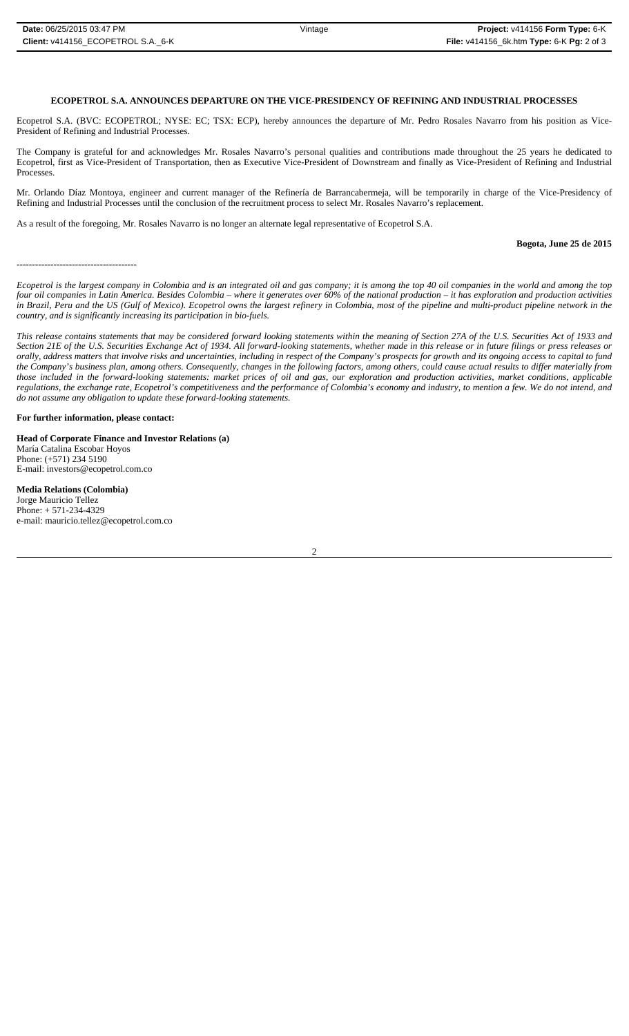**ECOPETROL S.A. ANNOUNCES DEPARTURE ON THE VICE-PRESIDENCY OF REFINING AND INDUSTRIAL PROCESSES**

Ecopetrol S.A. (BVC: ECOPETROL; NYSE: EC; TSX: ECP), hereby announces the departure of Mr. Pedro Rosales Navarro from his position as Vice-President of Refining and Industrial Processes.

The Company is grateful for and acknowledges Mr. Rosales Navarro's personal qualities and contributions made throughout the 25 years he dedicated to Ecopetrol, first as Vice-President of Transportation, then as Executive Vice-President of Downstream and finally as Vice-President of Refining and Industrial Processes.

Mr. Orlando Díaz Montoya, engineer and current manager of the Refinería de Barrancabermeja, will be temporarily in charge of the Vice-Presidency of Refining and Industrial Processes until the conclusion of the recruitment process to select Mr. Rosales Navarro's replacement.

As a result of the foregoing, Mr. Rosales Navarro is no longer an alternate legal representative of Ecopetrol S.A.

**Bogota, June 25 de 2015**

---------------------------------------

*Ecopetrol is the largest company in Colombia and is an integrated oil and gas company; it is among the top 40 oil companies in the world and among the top four oil companies in Latin America. Besides Colombia – where it generates over 60% of the national production – it has exploration and production activities in Brazil, Peru and the US (Gulf of Mexico). Ecopetrol owns the largest refinery in Colombia, most of the pipeline and multi-product pipeline network in the country, and is significantly increasing its participation in bio-fuels.*

*This release contains statements that may be considered forward looking statements within the meaning of Section 27A of the U.S. Securities Act of 1933 and Section 21E of the U.S. Securities Exchange Act of 1934. All forward-looking statements, whether made in this release or in future filings or press releases or orally, address matters that involve risks and uncertainties, including in respect of the Company's prospects for growth and its ongoing access to capital to fund the Company's business plan, among others. Consequently, changes in the following factors, among others, could cause actual results to differ materially from those included in the forward-looking statements: market prices of oil and gas, our exploration and production activities, market conditions, applicable regulations, the exchange rate, Ecopetrol's competitiveness and the performance of Colombia's economy and industry, to mention a few. We do not intend, and do not assume any obligation to update these forward-looking statements.*

**For further information, please contact:**

**Head of Corporate Finance and Investor Relations (a)**
María Catalina Escobar Hoyos
Phone: (+571) 234 5190
E-mail: investors@ecopetrol.com.co

**Media Relations (Colombia)**
Jorge Mauricio Tellez
Phone: + 571-234-4329
e-mail: mauricio.tellez@ecopetrol.com.co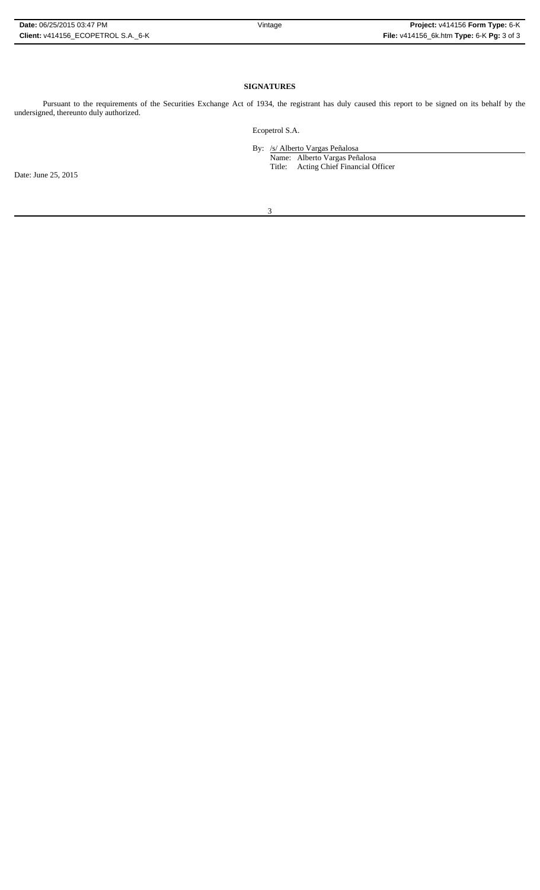**SIGNATURES**

Pursuant to the requirements of the Securities Exchange Act of 1934, the registrant has duly caused this report to be signed on its behalf by the undersigned, thereunto duly authorized.

Ecopetrol S.A.

By: /s/ Alberto Vargas Peñalosa

Name: Alberto Vargas Peñalosa

Title: Acting Chief Financial Officer

Date: June 25, 2015